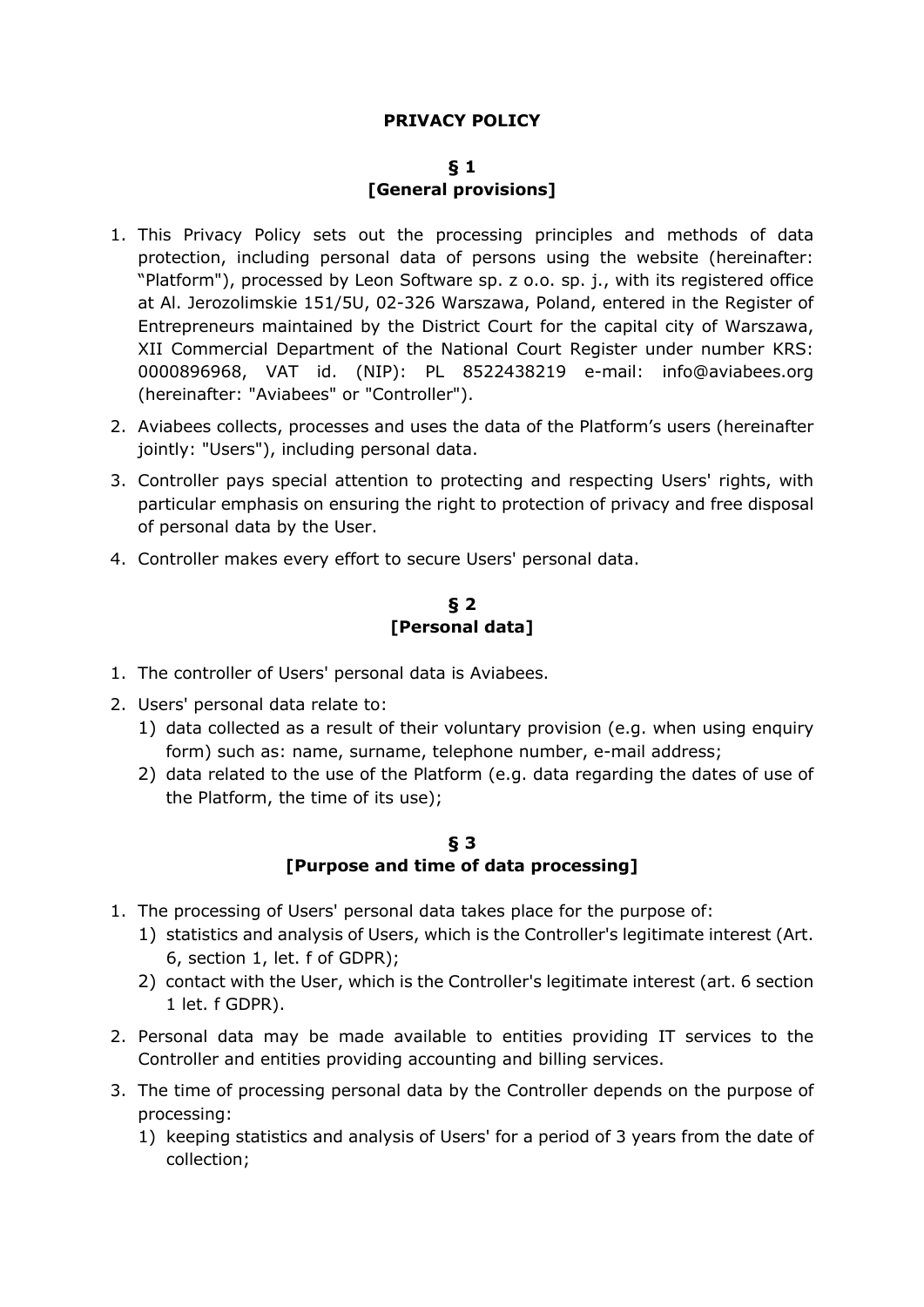# PRIVACY POLICY

## § 1
## [General provisions]

1. This Privacy Policy sets out the processing principles and methods of data protection, including personal data of persons using the website (hereinafter: "Platform"), processed by Leon Software sp. z o.o. sp. j., with its registered office at Al. Jerozolimskie 151/5U, 02-326 Warszawa, Poland, entered in the Register of Entrepreneurs maintained by the District Court for the capital city of Warszawa, XII Commercial Department of the National Court Register under number KRS: 0000896968, VAT id. (NIP): PL 8522438219 e-mail: info@aviabees.org (hereinafter: "Aviabees" or "Controller").
2. Aviabees collects, processes and uses the data of the Platform's users (hereinafter jointly: "Users"), including personal data.
3. Controller pays special attention to protecting and respecting Users' rights, with particular emphasis on ensuring the right to protection of privacy and free disposal of personal data by the User.
4. Controller makes every effort to secure Users' personal data.

## § 2
## [Personal data]

1. The controller of Users' personal data is Aviabees.
2. Users' personal data relate to:
   1) data collected as a result of their voluntary provision (e.g. when using enquiry form) such as: name, surname, telephone number, e-mail address;
   2) data related to the use of the Platform (e.g. data regarding the dates of use of the Platform, the time of its use);

## § 3
## [Purpose and time of data processing]

1. The processing of Users' personal data takes place for the purpose of:
   1) statistics and analysis of Users, which is the Controller's legitimate interest (Art. 6, section 1, let. f of GDPR);
   2) contact with the User, which is the Controller's legitimate interest (art. 6 section 1 let. f GDPR).
2. Personal data may be made available to entities providing IT services to the Controller and entities providing accounting and billing services.
3. The time of processing personal data by the Controller depends on the purpose of processing:
   1) keeping statistics and analysis of Users' for a period of 3 years from the date of collection;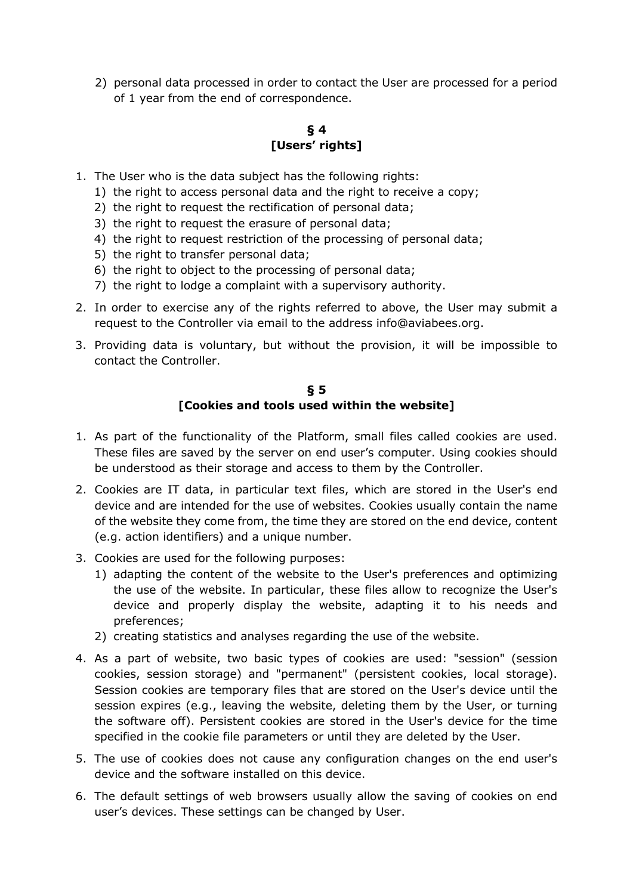2) personal data processed in order to contact the User are processed for a period of 1 year from the end of correspondence.

## § 4
## [Users' rights]

1. The User who is the data subject has the following rights:
   1) the right to access personal data and the right to receive a copy;
   2) the right to request the rectification of personal data;
   3) the right to request the erasure of personal data;
   4) the right to request restriction of the processing of personal data;
   5) the right to transfer personal data;
   6) the right to object to the processing of personal data;
   7) the right to lodge a complaint with a supervisory authority.
2. In order to exercise any of the rights referred to above, the User may submit a request to the Controller via email to the address info@aviabees.org.
3. Providing data is voluntary, but without the provision, it will be impossible to contact the Controller.

## § 5
## [Cookies and tools used within the website]

1. As part of the functionality of the Platform, small files called cookies are used. These files are saved by the server on end user's computer. Using cookies should be understood as their storage and access to them by the Controller.
2. Cookies are IT data, in particular text files, which are stored in the User's end device and are intended for the use of websites. Cookies usually contain the name of the website they come from, the time they are stored on the end device, content (e.g. action identifiers) and a unique number.
3. Cookies are used for the following purposes:
   1) adapting the content of the website to the User's preferences and optimizing the use of the website. In particular, these files allow to recognize the User's device and properly display the website, adapting it to his needs and preferences;
   2) creating statistics and analyses regarding the use of the website.
4. As a part of website, two basic types of cookies are used: "session" (session cookies, session storage) and "permanent" (persistent cookies, local storage). Session cookies are temporary files that are stored on the User's device until the session expires (e.g., leaving the website, deleting them by the User, or turning the software off). Persistent cookies are stored in the User's device for the time specified in the cookie file parameters or until they are deleted by the User.
5. The use of cookies does not cause any configuration changes on the end user's device and the software installed on this device.
6. The default settings of web browsers usually allow the saving of cookies on end user's devices. These settings can be changed by User.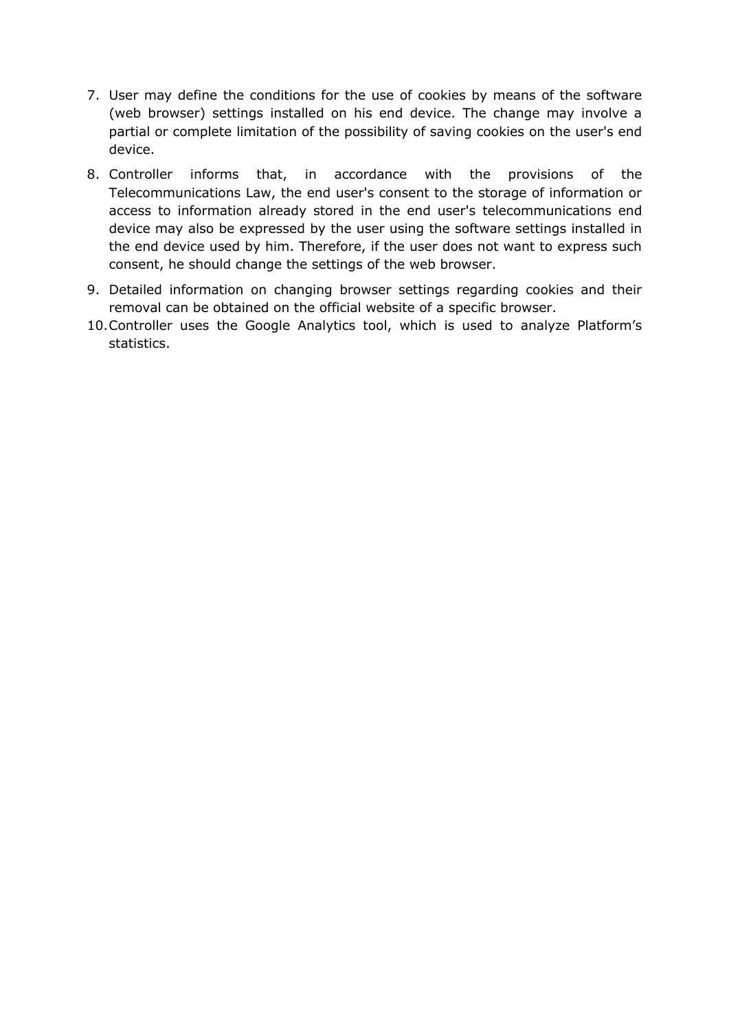7. User may define the conditions for the use of cookies by means of the software (web browser) settings installed on his end device. The change may involve a partial or complete limitation of the possibility of saving cookies on the user's end device.
8. Controller informs that, in accordance with the provisions of the Telecommunications Law, the end user's consent to the storage of information or access to information already stored in the end user's telecommunications end device may also be expressed by the user using the software settings installed in the end device used by him. Therefore, if the user does not want to express such consent, he should change the settings of the web browser.
9. Detailed information on changing browser settings regarding cookies and their removal can be obtained on the official website of a specific browser.
10. Controller uses the Google Analytics tool, which is used to analyze Platform's statistics.